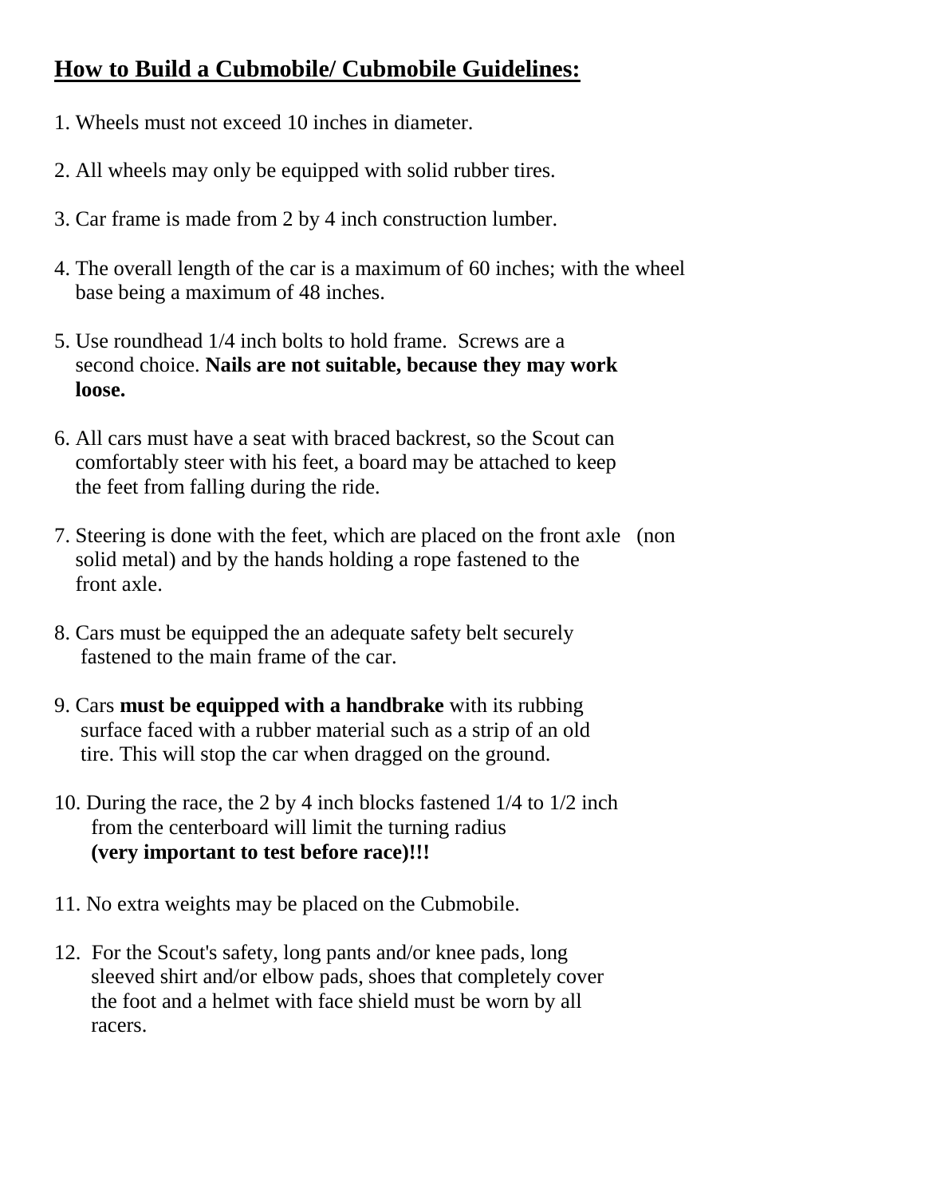## **How to Build a Cubmobile/ Cubmobile Guidelines:**

1. Wheels must not exceed 10 inches in diameter.
2. All wheels may only be equipped with solid rubber tires.
3. Car frame is made from 2 by 4 inch construction lumber.
4. The overall length of the car is a maximum of 60 inches; with the wheel base being a maximum of 48 inches.
5. Use roundhead 1/4 inch bolts to hold frame. Screws are a second choice. **Nails are not suitable, because they may work loose.**
6. All cars must have a seat with braced backrest, so the Scout can comfortably steer with his feet, a board may be attached to keep the feet from falling during the ride.
7. Steering is done with the feet, which are placed on the front axle (non solid metal) and by the hands holding a rope fastened to the front axle.
8. Cars must be equipped the an adequate safety belt securely fastened to the main frame of the car.
9. Cars **must be equipped with a handbrake** with its rubbing surface faced with a rubber material such as a strip of an old tire. This will stop the car when dragged on the ground.
10. During the race, the 2 by 4 inch blocks fastened 1/4 to 1/2 inch from the centerboard will limit the turning radius **(very important to test before race)!!!**
11. No extra weights may be placed on the Cubmobile.
12. For the Scout's safety, long pants and/or knee pads, long sleeved shirt and/or elbow pads, shoes that completely cover the foot and a helmet with face shield must be worn by all racers.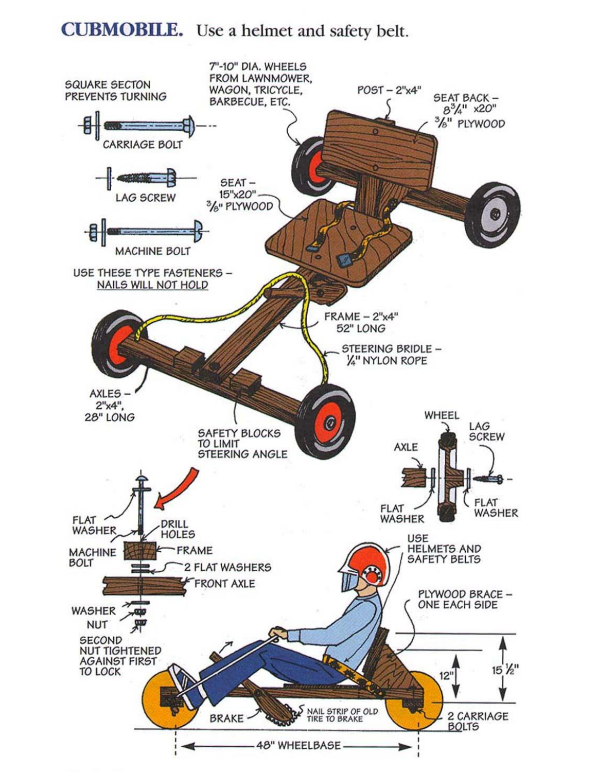**CUBMOBILE.** Use a helmet and safety belt.

SQUARE SECTON PREVENTS TURNING

CARRIAGE BOLT

LAG SCREW

MACHINE BOLT

USE THESE TYPE FASTENERS – NAILS WILL NOT HOLD

7"-10" DIA. WHEELS FROM LAWNMOWER, WAGON, TRICYCLE, BARBECUE, ETC.

POST – 2"x4"

SEAT BACK – 8¾" x20" ⅜" PLYWOOD

SEAT – 15"x20" ⅜" PLYWOOD

FRAME – 2"x4" 52" LONG

STEERING BRIDLE – ¼" NYLON ROPE

AXLES – 2"x4", 28" LONG

SAFETY BLOCKS TO LIMIT STEERING ANGLE

WHEEL

LAG SCREW

AXLE

FLAT WASHER

FLAT WASHER

FLAT WASHER

DRILL HOLES

MACHINE BOLT

FRAME

2 FLAT WASHERS

FRONT AXLE

WASHER

NUT

SECOND NUT TIGHTENED AGAINST FIRST TO LOCK

USE HELMETS AND SAFETY BELTS

PLYWOOD BRACE – ONE EACH SIDE

12"

15 ½"

BRAKE

NAIL STRIP OF OLD TIRE TO BRAKE

2 CARRIAGE BOLTS

48" WHEELBASE